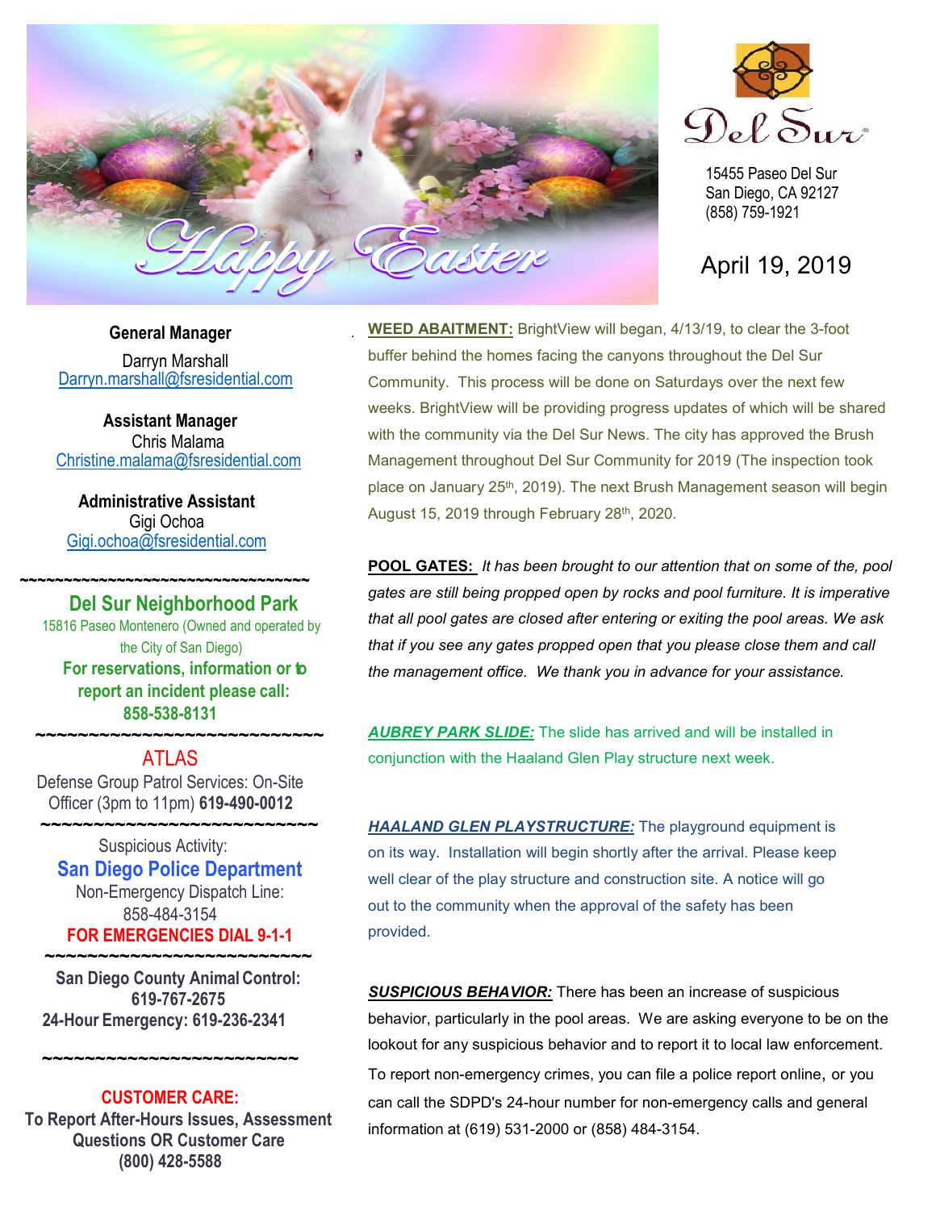Del Sur

15455 Paseo Del Sur
San Diego, CA 92127
(858) 759-1921

April 19, 2019

**General Manager**
Darryn Marshall
Darryn.marshall@fsresidential.com

**Assistant Manager**
Chris Malama
Christine.malama@fsresidential.com

**Administrative Assistant**
Gigi Ochoa
Gigi.ochoa@fsresidential.com

~~~~~~~~~~~~~~~~~~~~~~~~~~~~~~~~~

**Del Sur Neighborhood Park**
15816 Paseo Montenero (Owned and operated by the City of San Diego)
**For reservations, information or to report an incident please call: 858-538-8131**

~~~~~~~~~~~~~~~~~~~~~~~~~~~~~~~~~

ATLAS
Defense Group Patrol Services: On-Site Officer (3pm to 11pm) **619-490-0012**

~~~~~~~~~~~~~~~~~~~~~~~~~~~~~~~~~

Suspicious Activity:
**San Diego Police Department**
Non-Emergency Dispatch Line:
858-484-3154
**FOR EMERGENCIES DIAL 9-1-1**

~~~~~~~~~~~~~~~~~~~~~~~~~~~~~~~~~

**San Diego County Animal Control: 619-767-2675**
**24-Hour Emergency: 619-236-2341**

~~~~~~~~~~~~~~~~~~~~~~~~~~~~~~~~~

**CUSTOMER CARE:**
**To Report After-Hours Issues, Assessment Questions OR Customer Care**
**(800) 428-5588**

**WEED ABAITMENT:** BrightView will began, 4/13/19, to clear the 3-foot buffer behind the homes facing the canyons throughout the Del Sur Community. This process will be done on Saturdays over the next few weeks. BrightView will be providing progress updates of which will be shared with the community via the Del Sur News. The city has approved the Brush Management throughout Del Sur Community for 2019 (The inspection took place on January 25th, 2019). The next Brush Management season will begin August 15, 2019 through February 28th, 2020.

**POOL GATES:** *It has been brought to our attention that on some of the, pool gates are still being propped open by rocks and pool furniture. It is imperative that all pool gates are closed after entering or exiting the pool areas. We ask that if you see any gates propped open that you please close them and call the management office. We thank you in advance for your assistance.*

***AUBREY PARK SLIDE:*** The slide has arrived and will be installed in conjunction with the Haaland Glen Play structure next week.

***HAALAND GLEN PLAYSTRUCTURE:*** The playground equipment is on its way. Installation will begin shortly after the arrival. Please keep well clear of the play structure and construction site. A notice will go out to the community when the approval of the safety has been provided.

***SUSPICIOUS BEHAVIOR:*** There has been an increase of suspicious behavior, particularly in the pool areas. We are asking everyone to be on the lookout for any suspicious behavior and to report it to local law enforcement. To report non-emergency crimes, you can file a police report online, or you can call the SDPD's 24-hour number for non-emergency calls and general information at (619) 531-2000 or (858) 484-3154.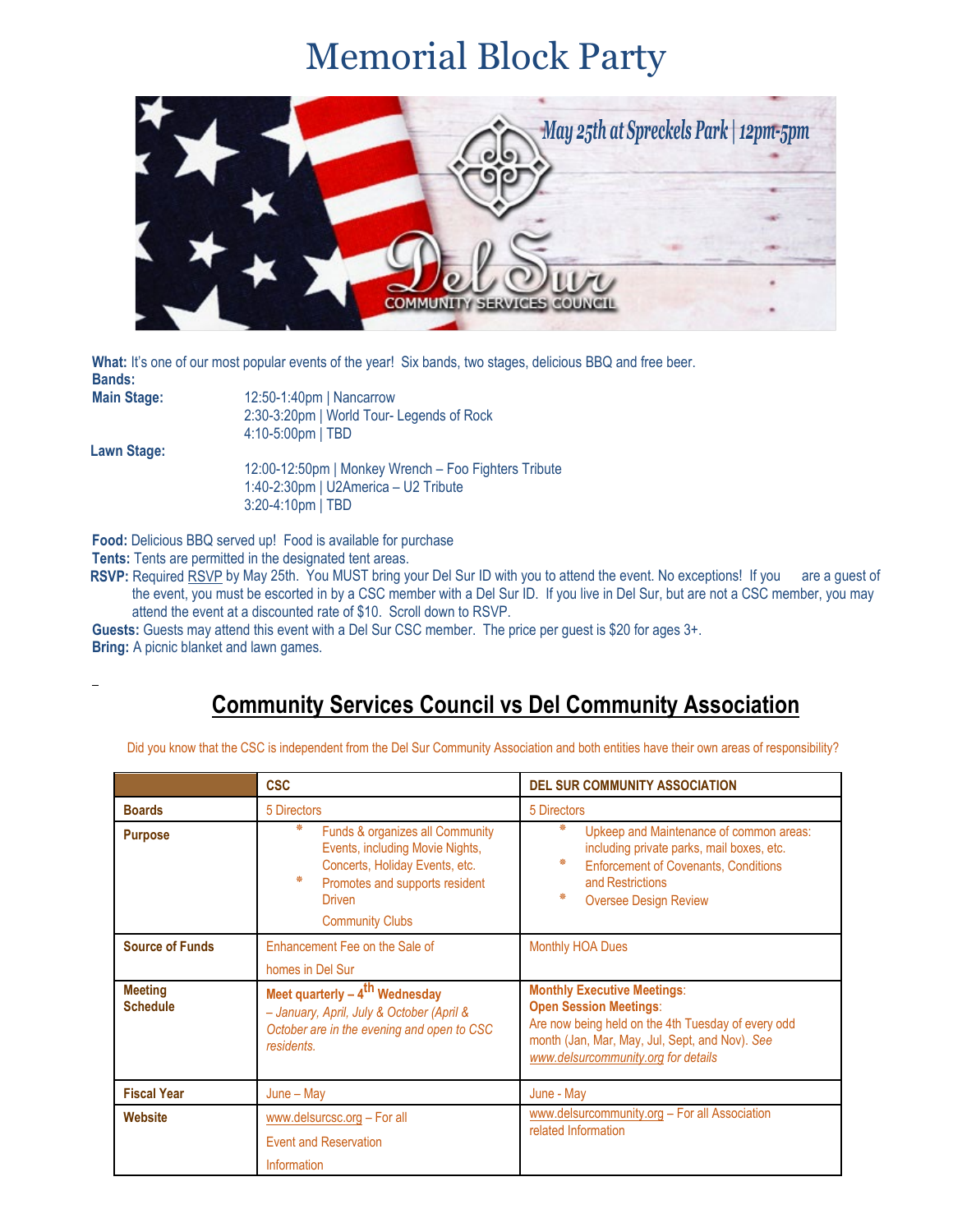# Memorial Block Party

May 25th at Spreckels Park | 12pm-5pm

Del Sur COMMUNITY SERVICES COUNCIL

**What:** It's one of our most popular events of the year! Six bands, two stages, delicious BBQ and free beer.

**Bands:**

**Main Stage:**
12:50-1:40pm | Nancarrow
2:30-3:20pm | World Tour- Legends of Rock
4:10-5:00pm | TBD

**Lawn Stage:**
12:00-12:50pm | Monkey Wrench – Foo Fighters Tribute
1:40-2:30pm | U2America – U2 Tribute
3:20-4:10pm | TBD

**Food:** Delicious BBQ served up! Food is available for purchase

**Tents:** Tents are permitted in the designated tent areas.

**RSVP:** Required RSVP by May 25th. You MUST bring your Del Sur ID with you to attend the event. No exceptions! If you are a guest of the event, you must be escorted in by a CSC member with a Del Sur ID. If you live in Del Sur, but are not a CSC member, you may attend the event at a discounted rate of $10. Scroll down to RSVP.

**Guests:** Guests may attend this event with a Del Sur CSC member. The price per guest is $20 for ages 3+.

**Bring:** A picnic blanket and lawn games.

## Community Services Council vs Del Community Association

Did you know that the CSC is independent from the Del Sur Community Association and both entities have their own areas of responsibility?

| | CSC | DEL SUR COMMUNITY ASSOCIATION |
|---|---|---|
| **Boards** | 5 Directors | 5 Directors |
| **Purpose** | * Funds & organizes all Community Events, including Movie Nights, Concerts, Holiday Events, etc.<br>* Promotes and supports resident Driven Community Clubs | * Upkeep and Maintenance of common areas: including private parks, mail boxes, etc.<br>* Enforcement of Covenants, Conditions and Restrictions<br>* Oversee Design Review |
| **Source of Funds** | Enhancement Fee on the Sale of homes in Del Sur | Monthly HOA Dues |
| **Meeting Schedule** | **Meet quarterly – 4th Wednesday** *– January, April, July & October (April & October are in the evening and open to CSC residents.* | **Monthly Executive Meetings**:<br>**Open Session Meetings**:<br>Are now being held on the 4th Tuesday of every odd month (Jan, Mar, May, Jul, Sept, and Nov). *See www.delsurcommunity.org for details* |
| **Fiscal Year** | June – May | June - May |
| **Website** | www.delsurcsc.org – For all Event and Reservation Information | www.delsurcommunity.org – For all Association related Information |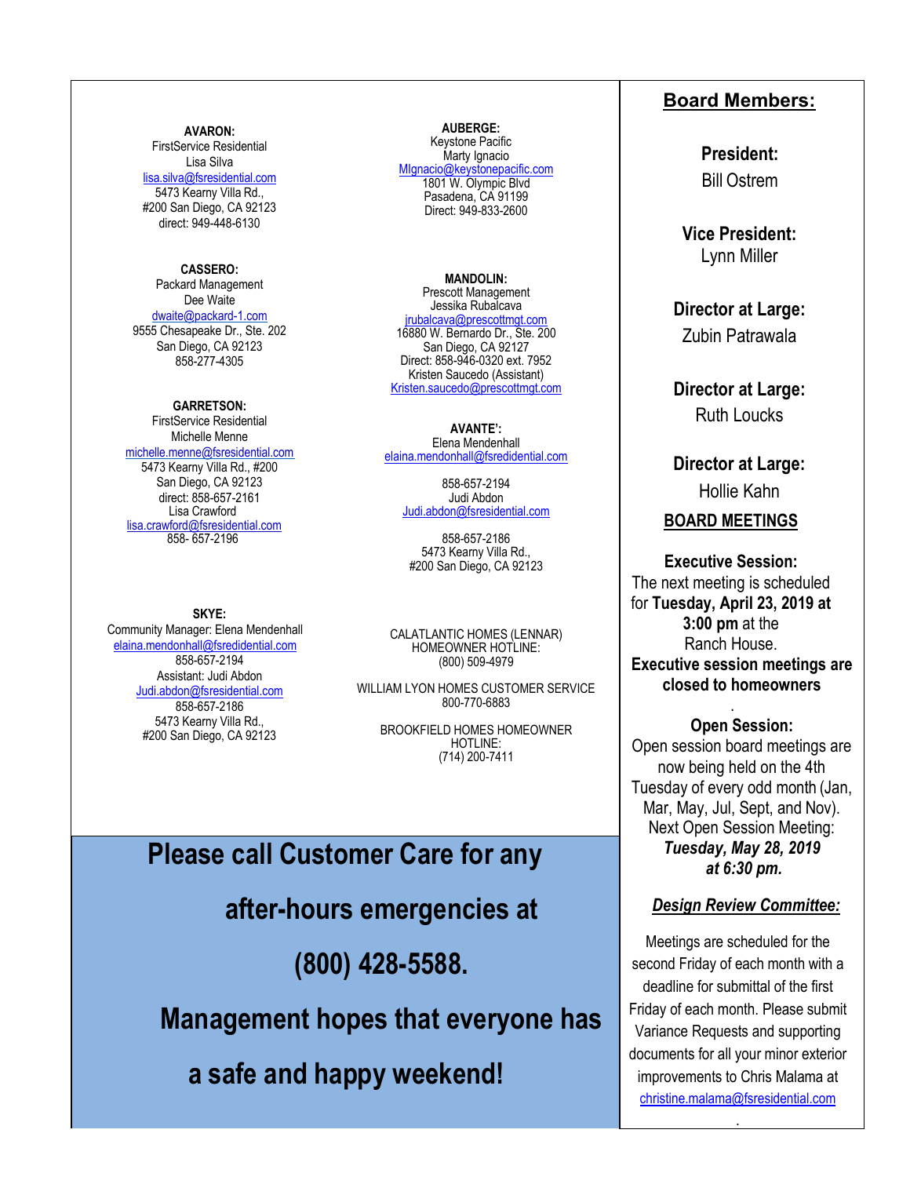**AVARON:**
FirstService Residential
Lisa Silva
lisa.silva@fsresidential.com
5473 Kearny Villa Rd.,
#200 San Diego, CA 92123
direct: 949-448-6130

**AUBERGE:**
Keystone Pacific
Marty Ignacio
MIgnacio@keystonepacific.com
1801 W. Olympic Blvd
Pasadena, CA 91199
Direct: 949-833-2600

**CASSERO:**
Packard Management
Dee Waite
dwaite@packard-1.com
9555 Chesapeake Dr., Ste. 202
San Diego, CA 92123
858-277-4305

**MANDOLIN:**
Prescott Management
Jessika Rubalcava
jrubalcava@prescottmgt.com
16880 W. Bernardo Dr., Ste. 200
San Diego, CA 92127
Direct: 858-946-0320 ext. 7952
Kristen Saucedo (Assistant)
Kristen.saucedo@prescottmgt.com

**GARRETSON:**
FirstService Residential
Michelle Menne
michelle.menne@fsresidential.com
5473 Kearny Villa Rd., #200
San Diego, CA 92123
direct: 858-657-2161
Lisa Crawford
lisa.crawford@fsresidential.com
858- 657-2196

**AVANTE':**
Elena Mendenhall
elaina.mendonhall@fsredidential.com

858-657-2194
Judi Abdon
Judi.abdon@fsresidential.com

858-657-2186
5473 Kearny Villa Rd.,
#200 San Diego, CA 92123

**SKYE:**
Community Manager: Elena Mendenhall
elaina.mendonhall@fsredidential.com
858-657-2194
Assistant: Judi Abdon
Judi.abdon@fsresidential.com
858-657-2186
5473 Kearny Villa Rd.,
#200 San Diego, CA 92123

CALATLANTIC HOMES (LENNAR)
HOMEOWNER HOTLINE:
(800) 509-4979

WILLIAM LYON HOMES CUSTOMER SERVICE
800-770-6883

BROOKFIELD HOMES HOMEOWNER
HOTLINE:
(714) 200-7411

**Please call Customer Care for any after-hours emergencies at (800) 428-5588.**

**Management hopes that everyone has a safe and happy weekend!**

## Board Members:

**President:**
Bill Ostrem

**Vice President:**
Lynn Miller

**Director at Large:**
Zubin Patrawala

**Director at Large:**
Ruth Loucks

**Director at Large:**
Hollie Kahn

## BOARD MEETINGS

**Executive Session:**
The next meeting is scheduled for **Tuesday, April 23, 2019 at 3:00 pm** at the Ranch House.
**Executive session meetings are closed to homeowners**

**Open Session:**
Open session board meetings are now being held on the 4th Tuesday of every odd month (Jan, Mar, May, Jul, Sept, and Nov).
Next Open Session Meeting:
***Tuesday, May 28, 2019 at 6:30 pm.***

***Design Review Committee:***

Meetings are scheduled for the second Friday of each month with a deadline for submittal of the first Friday of each month. Please submit Variance Requests and supporting documents for all your minor exterior improvements to Chris Malama at christine.malama@fsresidential.com